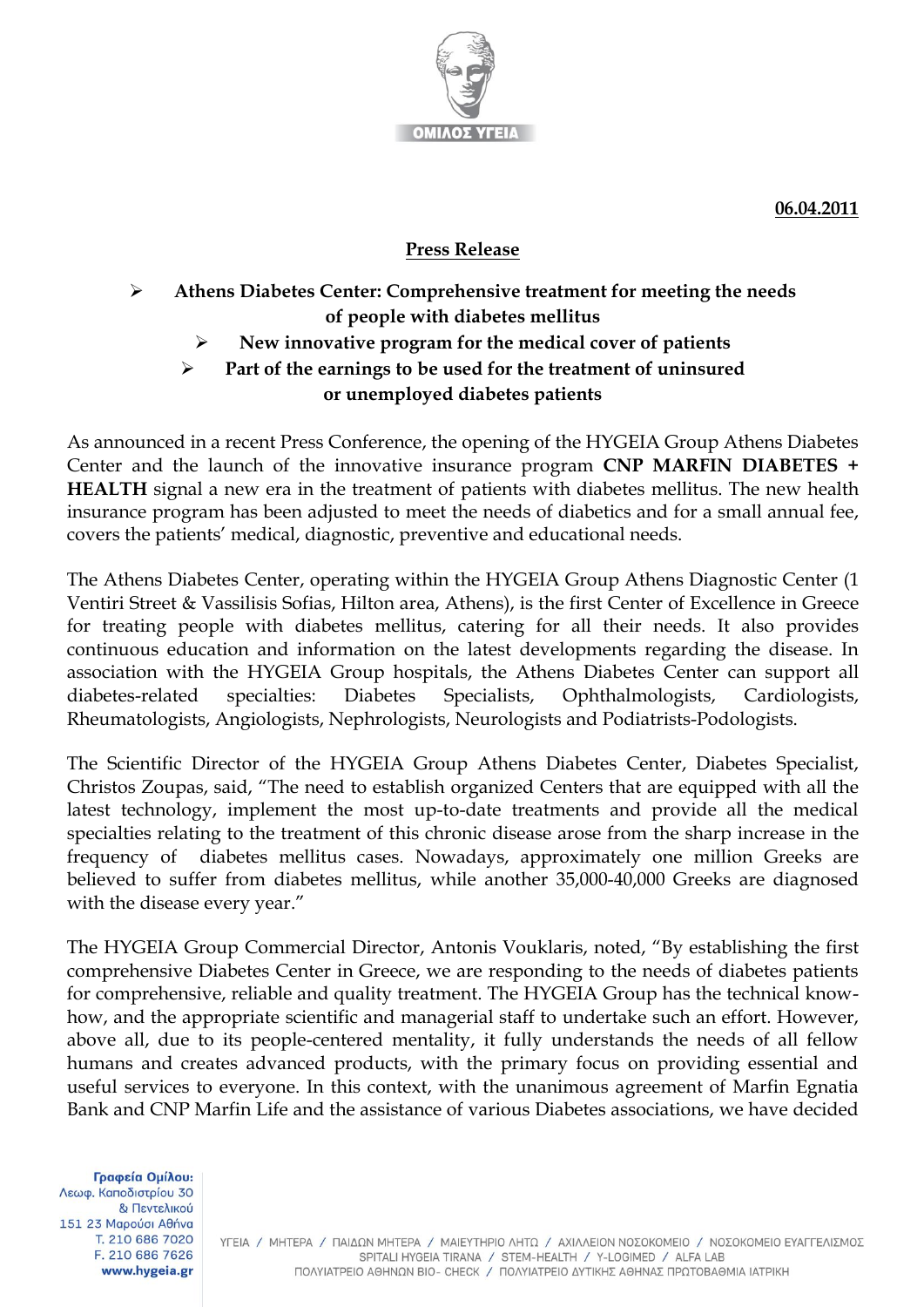**06.04.2011**

## Press Release

- **Athens Diabetes Center: Comprehensive treatment for meeting the needs of people with diabetes mellitus**
- **New innovative program for the medical cover of patients**
- **Part of the earnings to be used for the treatment of uninsured or unemployed diabetes patients**

As announced in a recent Press Conference, the opening of the HYGEIA Group Athens Diabetes Center and the launch of the innovative insurance program **CNP MARFIN DIABETES + HEALTH** signal a new era in the treatment of patients with diabetes mellitus. The new health insurance program has been adjusted to meet the needs of diabetics and for a small annual fee, covers the patients' medical, diagnostic, preventive and educational needs.

The Athens Diabetes Center, operating within the HYGEIA Group Athens Diagnostic Center (1 Ventiri Street & Vassilisis Sofias, Hilton area, Athens), is the first Center of Excellence in Greece for treating people with diabetes mellitus, catering for all their needs. It also provides continuous education and information on the latest developments regarding the disease. In association with the HYGEIA Group hospitals, the Athens Diabetes Center can support all diabetes-related specialties: Diabetes Specialists, Ophthalmologists, Cardiologists, Rheumatologists, Angiologists, Nephrologists, Neurologists and Podiatrists-Podologists.

The Scientific Director of the HYGEIA Group Athens Diabetes Center, Diabetes Specialist, Christos Zoupas, said, "The need to establish organized Centers that are equipped with all the latest technology, implement the most up-to-date treatments and provide all the medical specialties relating to the treatment of this chronic disease arose from the sharp increase in the frequency of diabetes mellitus cases. Nowadays, approximately one million Greeks are believed to suffer from diabetes mellitus, while another 35,000-40,000 Greeks are diagnosed with the disease every year."

The HYGEIA Group Commercial Director, Antonis Vouklaris, noted, "By establishing the first comprehensive Diabetes Center in Greece, we are responding to the needs of diabetes patients for comprehensive, reliable and quality treatment. The HYGEIA Group has the technical know-how, and the appropriate scientific and managerial staff to undertake such an effort. However, above all, due to its people-centered mentality, it fully understands the needs of all fellow humans and creates advanced products, with the primary focus on providing essential and useful services to everyone. In this context, with the unanimous agreement of Marfin Egnatia Bank and CNP Marfin Life and the assistance of various Diabetes associations, we have decided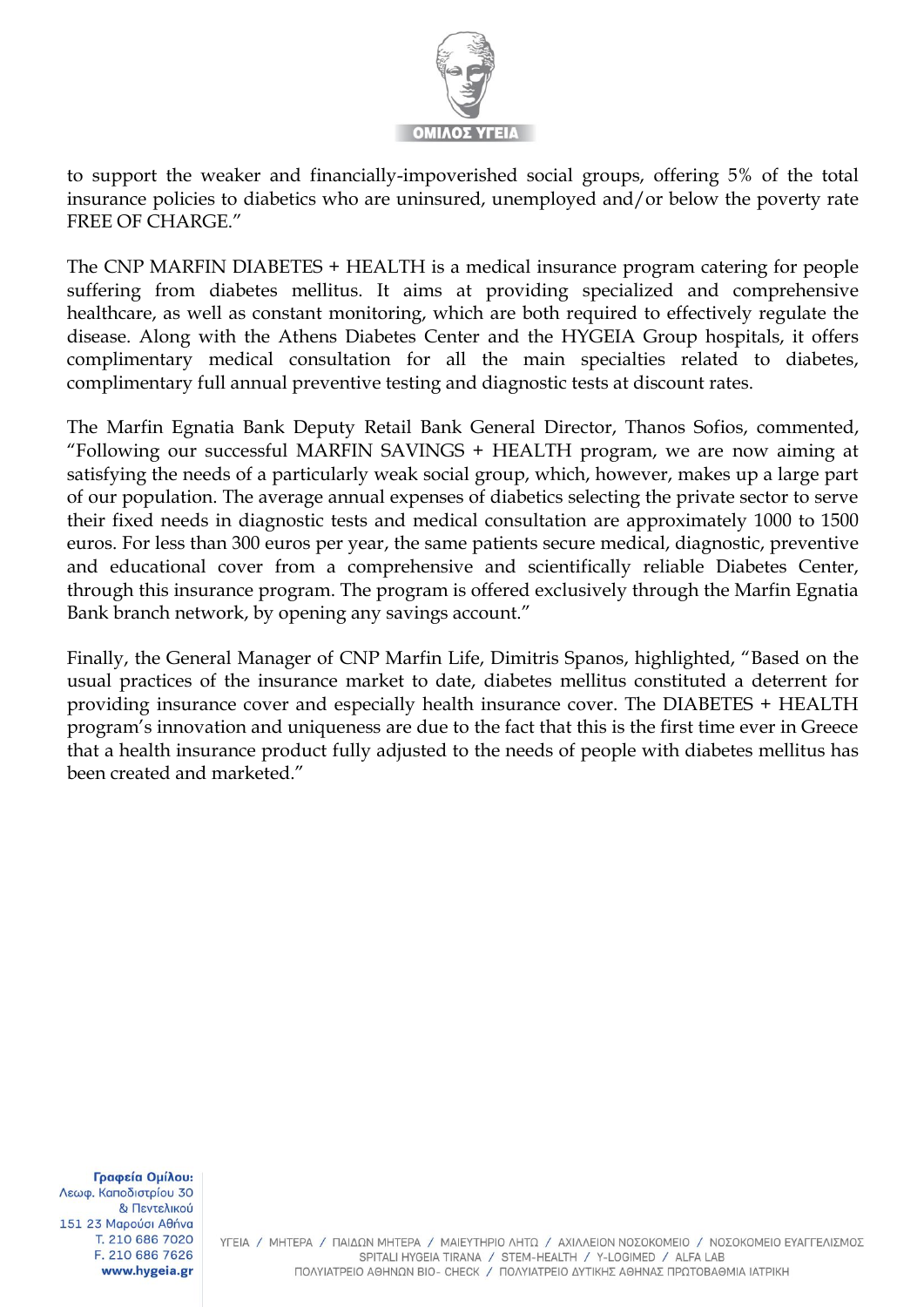to support the weaker and financially-impoverished social groups, offering 5% of the total insurance policies to diabetics who are uninsured, unemployed and/or below the poverty rate FREE OF CHARGE."

The CNP MARFIN DIABETES + HEALTH is a medical insurance program catering for people suffering from diabetes mellitus. It aims at providing specialized and comprehensive healthcare, as well as constant monitoring, which are both required to effectively regulate the disease. Along with the Athens Diabetes Center and the HYGEIA Group hospitals, it offers complimentary medical consultation for all the main specialties related to diabetes, complimentary full annual preventive testing and diagnostic tests at discount rates.

The Marfin Egnatia Bank Deputy Retail Bank General Director, Thanos Sofios, commented, "Following our successful MARFIN SAVINGS + HEALTH program, we are now aiming at satisfying the needs of a particularly weak social group, which, however, makes up a large part of our population. The average annual expenses of diabetics selecting the private sector to serve their fixed needs in diagnostic tests and medical consultation are approximately 1000 to 1500 euros. For less than 300 euros per year, the same patients secure medical, diagnostic, preventive and educational cover from a comprehensive and scientifically reliable Diabetes Center, through this insurance program. The program is offered exclusively through the Marfin Egnatia Bank branch network, by opening any savings account."

Finally, the General Manager of CNP Marfin Life, Dimitris Spanos, highlighted, "Based on the usual practices of the insurance market to date, diabetes mellitus constituted a deterrent for providing insurance cover and especially health insurance cover. The DIABETES + HEALTH program's innovation and uniqueness are due to the fact that this is the first time ever in Greece that a health insurance product fully adjusted to the needs of people with diabetes mellitus has been created and marketed."